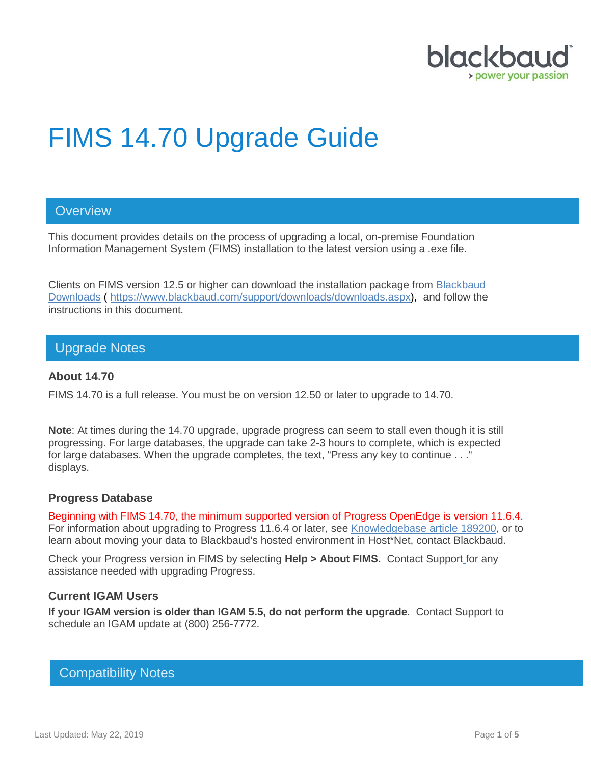# FIMS 14.70 Upgrade Guide

## Overview

This document provides details on the process of upgrading a local, on-premise Foundation Information Management System (FIMS) installation to the latest version using a .exe file.

Clients on FIMS version 12.5 or higher can download the installation package from [Blackbaud Downloads](https://www.blackbaud.com/support/downloads/downloads.aspx) ( https://www.blackbaud.com/support/downloads/downloads.aspx), and follow the instructions in this document.

## Upgrade Notes

### About 14.70

FIMS 14.70 is a full release. You must be on version 12.50 or later to upgrade to 14.70.

**Note**: At times during the 14.70 upgrade, upgrade progress can seem to stall even though it is still progressing. For large databases, the upgrade can take 2-3 hours to complete, which is expected for large databases. When the upgrade completes, the text, "Press any key to continue . . ." displays.

### Progress Database

Beginning with FIMS 14.70, the minimum supported version of Progress OpenEdge is version 11.6.4. For information about upgrading to Progress 11.6.4 or later, see Knowledgebase article 189200, or to learn about moving your data to Blackbaud's hosted environment in Host*Net, contact Blackbaud.

Check your Progress version in FIMS by selecting **Help > About FIMS.** Contact Support for any assistance needed with upgrading Progress.

### Current IGAM Users

**If your IGAM version is older than IGAM 5.5, do not perform the upgrade**. Contact Support to schedule an IGAM update at (800) 256-7772.

## Compatibility Notes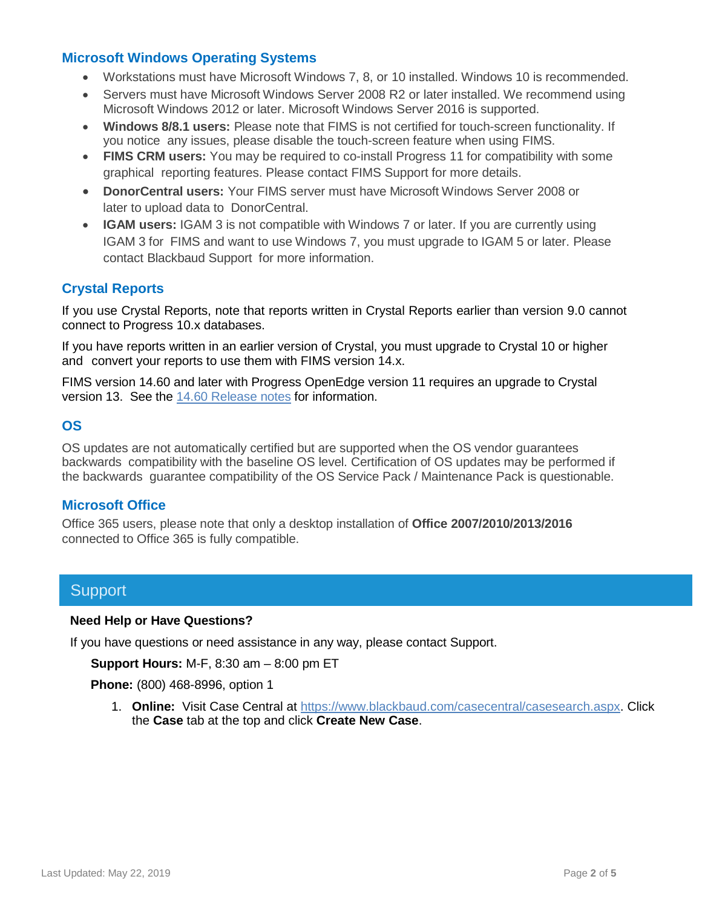### Microsoft Windows Operating Systems

- Workstations must have Microsoft Windows 7, 8, or 10 installed. Windows 10 is recommended.
- Servers must have Microsoft Windows Server 2008 R2 or later installed. We recommend using Microsoft Windows 2012 or later. Microsoft Windows Server 2016 is supported.
- **Windows 8/8.1 users:** Please note that FIMS is not certified for touch-screen functionality. If you notice any issues, please disable the touch-screen feature when using FIMS.
- **FIMS CRM users:** You may be required to co-install Progress 11 for compatibility with some graphical reporting features. Please contact FIMS Support for more details.
- **DonorCentral users:** Your FIMS server must have Microsoft Windows Server 2008 or later to upload data to DonorCentral.
- **IGAM users:** IGAM 3 is not compatible with Windows 7 or later. If you are currently using IGAM 3 for FIMS and want to use Windows 7, you must upgrade to IGAM 5 or later. Please contact Blackbaud Support for more information.

### Crystal Reports

If you use Crystal Reports, note that reports written in Crystal Reports earlier than version 9.0 cannot connect to Progress 10.x databases.

If you have reports written in an earlier version of Crystal, you must upgrade to Crystal 10 or higher and convert your reports to use them with FIMS version 14.x.

FIMS version 14.60 and later with Progress OpenEdge version 11 requires an upgrade to Crystal version 13. See the [14.60 Release notes]() for information.

### OS

OS updates are not automatically certified but are supported when the OS vendor guarantees backwards compatibility with the baseline OS level. Certification of OS updates may be performed if the backwards guarantee compatibility of the OS Service Pack / Maintenance Pack is questionable.

### Microsoft Office

Office 365 users, please note that only a desktop installation of **Office 2007/2010/2013/2016** connected to Office 365 is fully compatible.

## Support

**Need Help or Have Questions?**

If you have questions or need assistance in any way, please contact Support.

**Support Hours:** M-F, 8:30 am – 8:00 pm ET

**Phone:** (800) 468-8996, option 1

1. **Online:** Visit Case Central at https://www.blackbaud.com/casecentral/casesearch.aspx. Click the **Case** tab at the top and click **Create New Case**.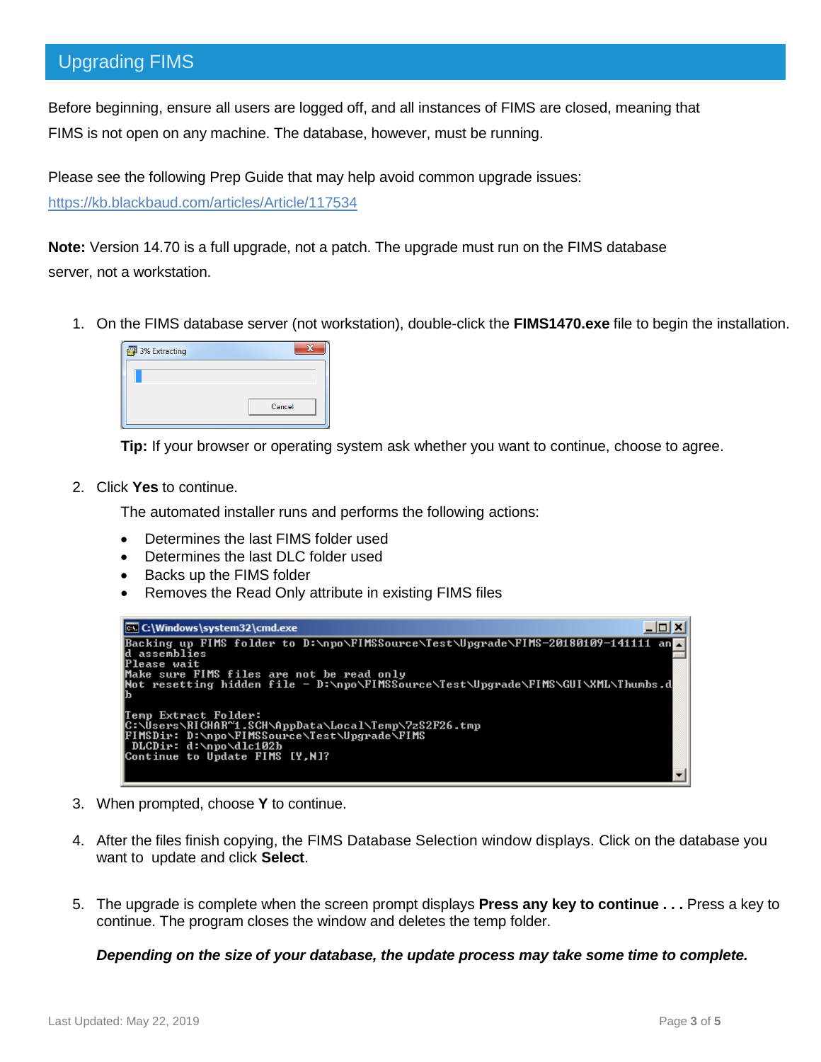## Upgrading FIMS

Before beginning, ensure all users are logged off, and all instances of FIMS are closed, meaning that FIMS is not open on any machine. The database, however, must be running.

Please see the following Prep Guide that may help avoid common upgrade issues: https://kb.blackbaud.com/articles/Article/117534

**Note:** Version 14.70 is a full upgrade, not a patch. The upgrade must run on the FIMS database server, not a workstation.

1. On the FIMS database server (not workstation), double-click the **FIMS1470.exe** file to begin the installation.

   **Tip:** If your browser or operating system ask whether you want to continue, choose to agree.

2. Click **Yes** to continue.

   The automated installer runs and performs the following actions:

   - Determines the last FIMS folder used
   - Determines the last DLC folder used
   - Backs up the FIMS folder
   - Removes the Read Only attribute in existing FIMS files

3. When prompted, choose **Y** to continue.

4. After the files finish copying, the FIMS Database Selection window displays. Click on the database you want to update and click **Select**.

5. The upgrade is complete when the screen prompt displays **Press any key to continue . . .** Press a key to continue. The program closes the window and deletes the temp folder.

   ***Depending on the size of your database, the update process may take some time to complete.***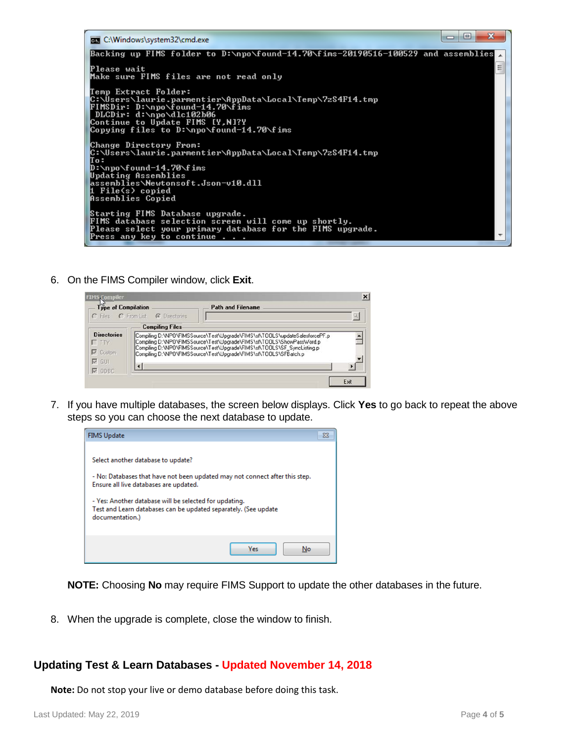```
Backing up FIMS folder to D:\npo\found-14.70\fims-20190516-100529 and assemblies

Please wait
Make sure FIMS files are not read only

Temp Extract Folder:
C:\Users\laurie.parmentier\AppData\Local\Temp\7zS4F14.tmp
FIMSDir: D:\npo\found-14.70\fims
 DLCDir: d:\npo\dlc102b06
Continue to Update FIMS [Y,N]?Y
Copying files to D:\npo\found-14.70\fims

Change Directory From:
C:\Users\laurie.parmentier\AppData\Local\Temp\7zS4F14.tmp
To:
D:\npo\found-14.70\fims
Updating Assemblies
assemblies\Newtonsoft.Json-v10.dll
1 File(s) copied
Assemblies Copied

Starting FIMS Database upgrade.
FIMS database selection screen will come up shortly.
Please select your primary database for the FIMS upgrade.
Press any key to continue . . .
```

6. On the FIMS Compiler window, click **Exit**.

7. If you have multiple databases, the screen below displays. Click **Yes** to go back to repeat the above steps so you can choose the next database to update.

   **NOTE:** Choosing **No** may require FIMS Support to update the other databases in the future.

8. When the upgrade is complete, close the window to finish.

## Updating Test & Learn Databases - Updated November 14, 2018

**Note:** Do not stop your live or demo database before doing this task.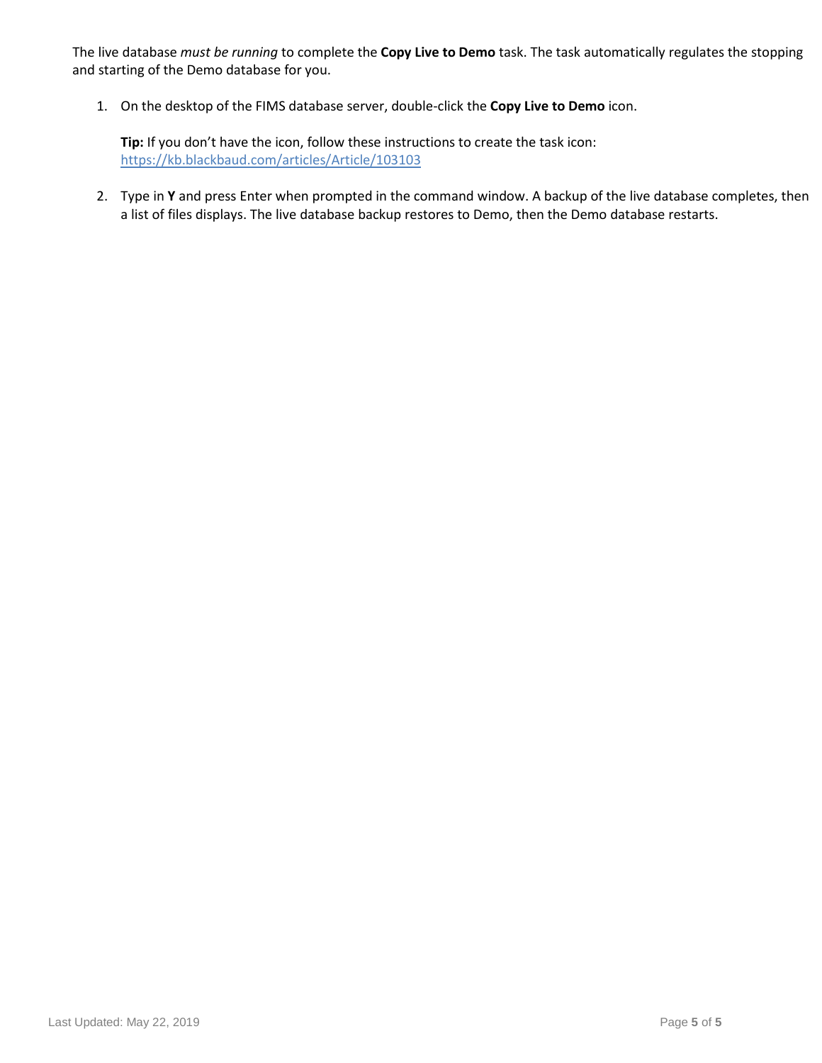The live database *must be running* to complete the **Copy Live to Demo** task. The task automatically regulates the stopping and starting of the Demo database for you.

1. On the desktop of the FIMS database server, double-click the **Copy Live to Demo** icon.

   **Tip:** If you don't have the icon, follow these instructions to create the task icon: https://kb.blackbaud.com/articles/Article/103103

2. Type in **Y** and press Enter when prompted in the command window. A backup of the live database completes, then a list of files displays. The live database backup restores to Demo, then the Demo database restarts.